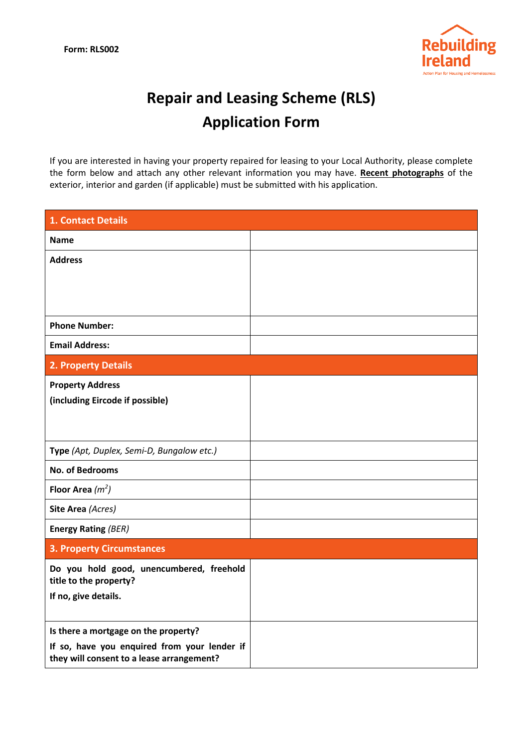Form: RLS002

Rebuilding Ireland

Action Plan for Housing and Homelessness

# Repair and Leasing Scheme (RLS)
# Application Form

If you are interested in having your property repaired for leasing to your Local Authority, please complete the form below and attach any other relevant information you may have. **Recent photographs** of the exterior, interior and garden (if applicable) must be submitted with his application.

| **1. Contact Details** | |
|---|---|
| **Name** | |
| **Address** | |
| **Phone Number:** | |
| **Email Address:** | |
| **2. Property Details** | |
| **Property Address**<br>**(including Eircode if possible)** | |
| **Type** *(Apt, Duplex, Semi-D, Bungalow etc.)* | |
| **No. of Bedrooms** | |
| **Floor Area** *($m^2$)* | |
| **Site Area** *(Acres)* | |
| **Energy Rating** *(BER)* | |
| **3. Property Circumstances** | |
| **Do you hold good, unencumbered, freehold title to the property?**<br>**If no, give details.** | |
| **Is there a mortgage on the property?**<br>**If so, have you enquired from your lender if they will consent to a lease arrangement?** | |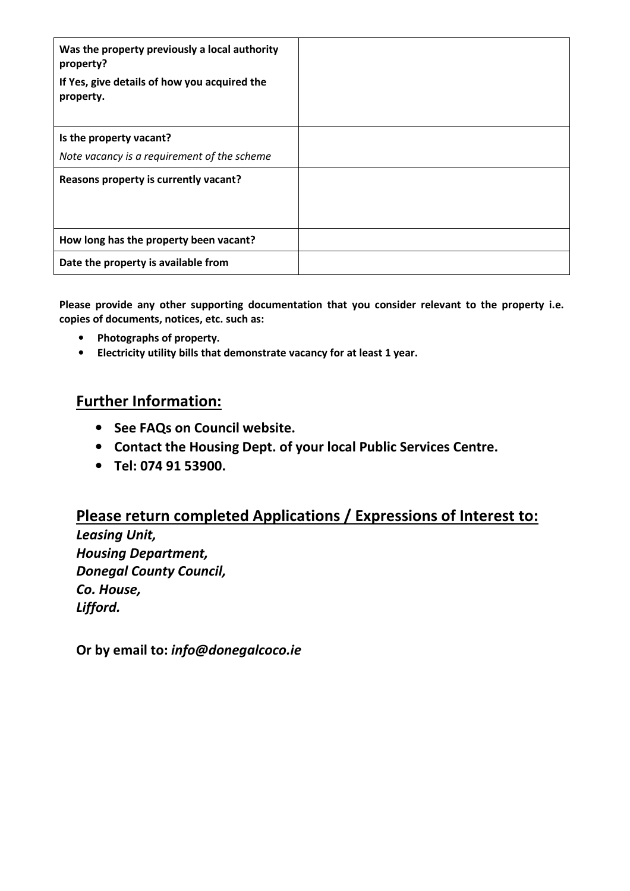| | |
|---|---|
| **Was the property previously a local authority property?**<br>**If Yes, give details of how you acquired the property.** | |
| **Is the property vacant?**<br>*Note vacancy is a requirement of the scheme* | |
| **Reasons property is currently vacant?** | |
| **How long has the property been vacant?** | |
| **Date the property is available from** | |

**Please provide any other supporting documentation that you consider relevant to the property i.e. copies of documents, notices, etc. such as:**

- **Photographs of property.**
- **Electricity utility bills that demonstrate vacancy for at least 1 year.**

## Further Information:

- **See FAQs on Council website.**
- **Contact the Housing Dept. of your local Public Services Centre.**
- **Tel: 074 91 53900.**

## Please return completed Applications / Expressions of Interest to:

***Leasing Unit,***
***Housing Department,***
***Donegal County Council,***
***Co. House,***
***Lifford.***

**Or by email to:** ***info@donegalcoco.ie***